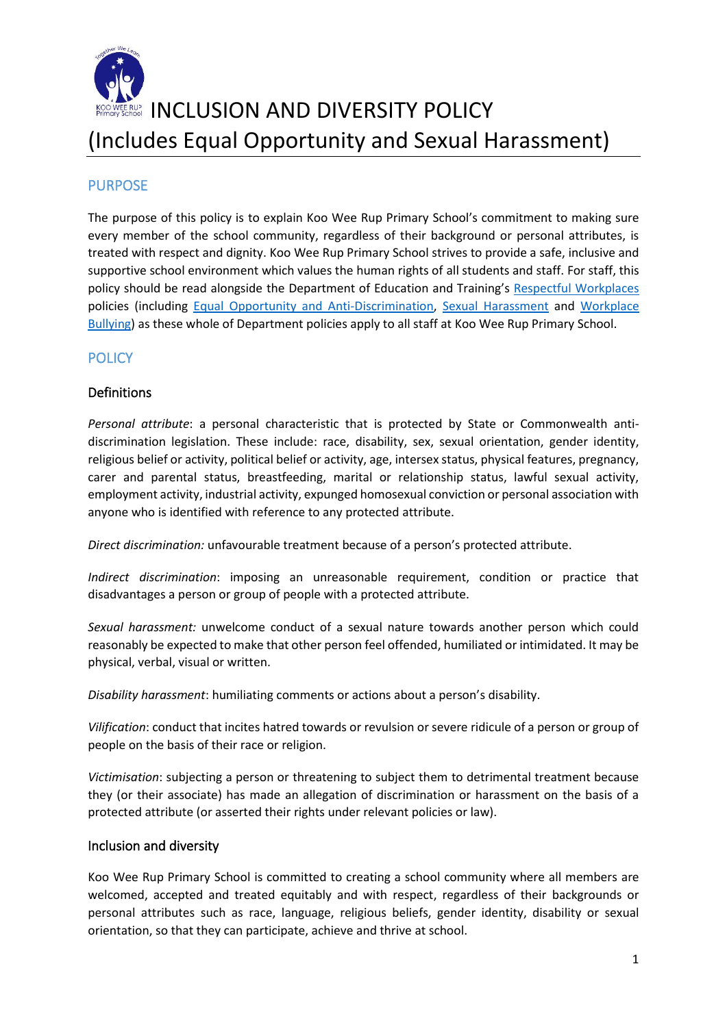# INCLUSION AND DIVERSITY POLICY (Includes Equal Opportunity and Sexual Harassment)

## PURPOSE

The purpose of this policy is to explain Koo Wee Rup Primary School's commitment to making sure every member of the school community, regardless of their background or personal attributes, is treated with respect and dignity. Koo Wee Rup Primary School strives to provide a safe, inclusive and supportive school environment which values the human rights of all students and staff. For staff, this policy should be read alongside the Department of Education and Training's Respectful Workplaces policies (including Equal Opportunity and Anti-Discrimination, Sexual Harassment and Workplace Bullying) as these whole of Department policies apply to all staff at Koo Wee Rup Primary School.

## POLICY

### Definitions

*Personal attribute*: a personal characteristic that is protected by State or Commonwealth anti-discrimination legislation. These include: race, disability, sex, sexual orientation, gender identity, religious belief or activity, political belief or activity, age, intersex status, physical features, pregnancy, carer and parental status, breastfeeding, marital or relationship status, lawful sexual activity, employment activity, industrial activity, expunged homosexual conviction or personal association with anyone who is identified with reference to any protected attribute.

*Direct discrimination:* unfavourable treatment because of a person's protected attribute.

*Indirect discrimination*: imposing an unreasonable requirement, condition or practice that disadvantages a person or group of people with a protected attribute.

*Sexual harassment:* unwelcome conduct of a sexual nature towards another person which could reasonably be expected to make that other person feel offended, humiliated or intimidated. It may be physical, verbal, visual or written.

*Disability harassment*: humiliating comments or actions about a person's disability.

*Vilification*: conduct that incites hatred towards or revulsion or severe ridicule of a person or group of people on the basis of their race or religion.

*Victimisation*: subjecting a person or threatening to subject them to detrimental treatment because they (or their associate) has made an allegation of discrimination or harassment on the basis of a protected attribute (or asserted their rights under relevant policies or law).

### Inclusion and diversity

Koo Wee Rup Primary School is committed to creating a school community where all members are welcomed, accepted and treated equitably and with respect, regardless of their backgrounds or personal attributes such as race, language, religious beliefs, gender identity, disability or sexual orientation, so that they can participate, achieve and thrive at school.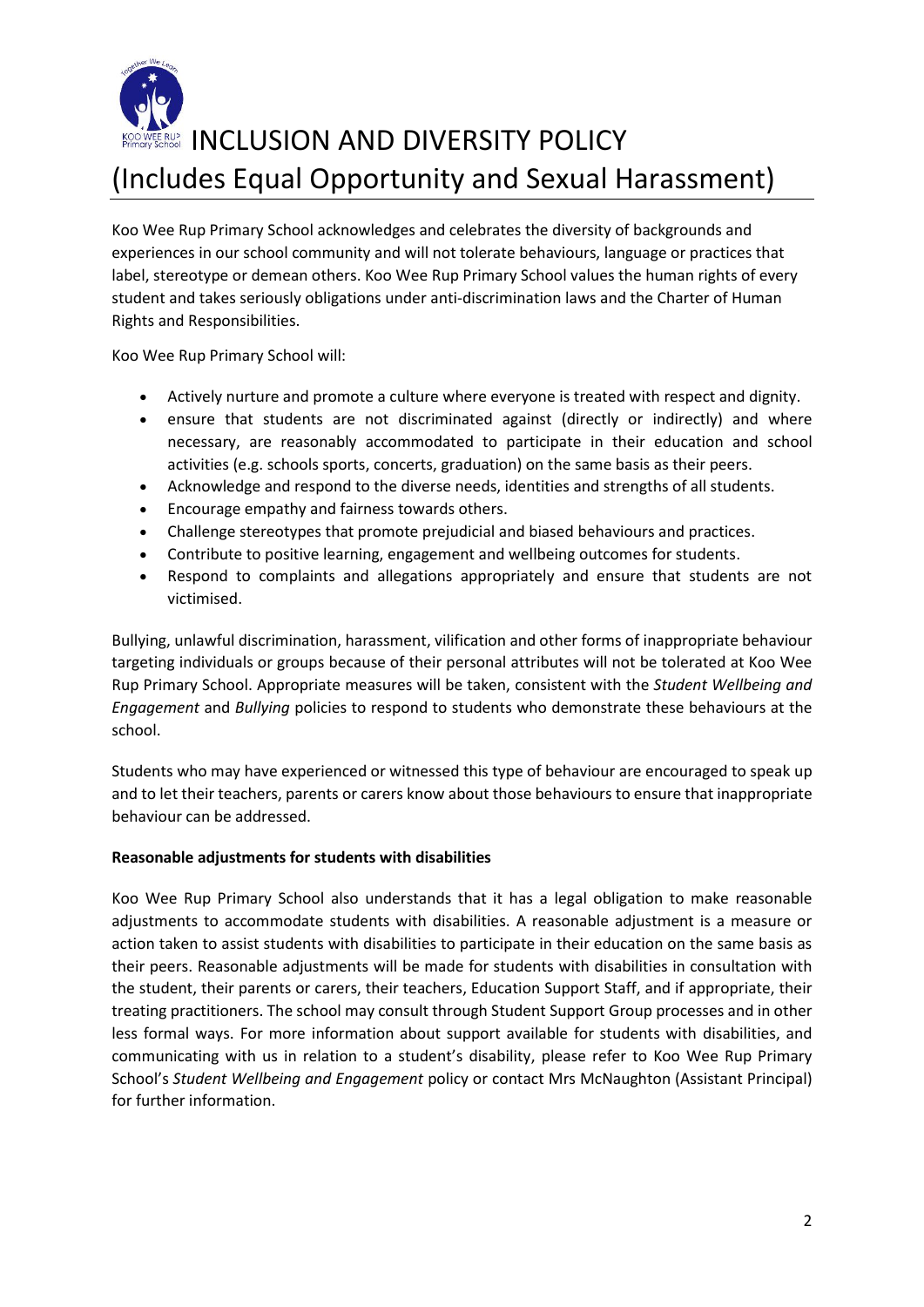# INCLUSION AND DIVERSITY POLICY (Includes Equal Opportunity and Sexual Harassment)

Koo Wee Rup Primary School acknowledges and celebrates the diversity of backgrounds and experiences in our school community and will not tolerate behaviours, language or practices that label, stereotype or demean others. Koo Wee Rup Primary School values the human rights of every student and takes seriously obligations under anti-discrimination laws and the Charter of Human Rights and Responsibilities.

Koo Wee Rup Primary School will:

- Actively nurture and promote a culture where everyone is treated with respect and dignity.
- ensure that students are not discriminated against (directly or indirectly) and where necessary, are reasonably accommodated to participate in their education and school activities (e.g. schools sports, concerts, graduation) on the same basis as their peers.
- Acknowledge and respond to the diverse needs, identities and strengths of all students.
- Encourage empathy and fairness towards others.
- Challenge stereotypes that promote prejudicial and biased behaviours and practices.
- Contribute to positive learning, engagement and wellbeing outcomes for students.
- Respond to complaints and allegations appropriately and ensure that students are not victimised.

Bullying, unlawful discrimination, harassment, vilification and other forms of inappropriate behaviour targeting individuals or groups because of their personal attributes will not be tolerated at Koo Wee Rup Primary School. Appropriate measures will be taken, consistent with the *Student Wellbeing and Engagement* and *Bullying* policies to respond to students who demonstrate these behaviours at the school.

Students who may have experienced or witnessed this type of behaviour are encouraged to speak up and to let their teachers, parents or carers know about those behaviours to ensure that inappropriate behaviour can be addressed.

**Reasonable adjustments for students with disabilities**

Koo Wee Rup Primary School also understands that it has a legal obligation to make reasonable adjustments to accommodate students with disabilities. A reasonable adjustment is a measure or action taken to assist students with disabilities to participate in their education on the same basis as their peers. Reasonable adjustments will be made for students with disabilities in consultation with the student, their parents or carers, their teachers, Education Support Staff, and if appropriate, their treating practitioners. The school may consult through Student Support Group processes and in other less formal ways. For more information about support available for students with disabilities, and communicating with us in relation to a student's disability, please refer to Koo Wee Rup Primary School's *Student Wellbeing and Engagement* policy or contact Mrs McNaughton (Assistant Principal) for further information.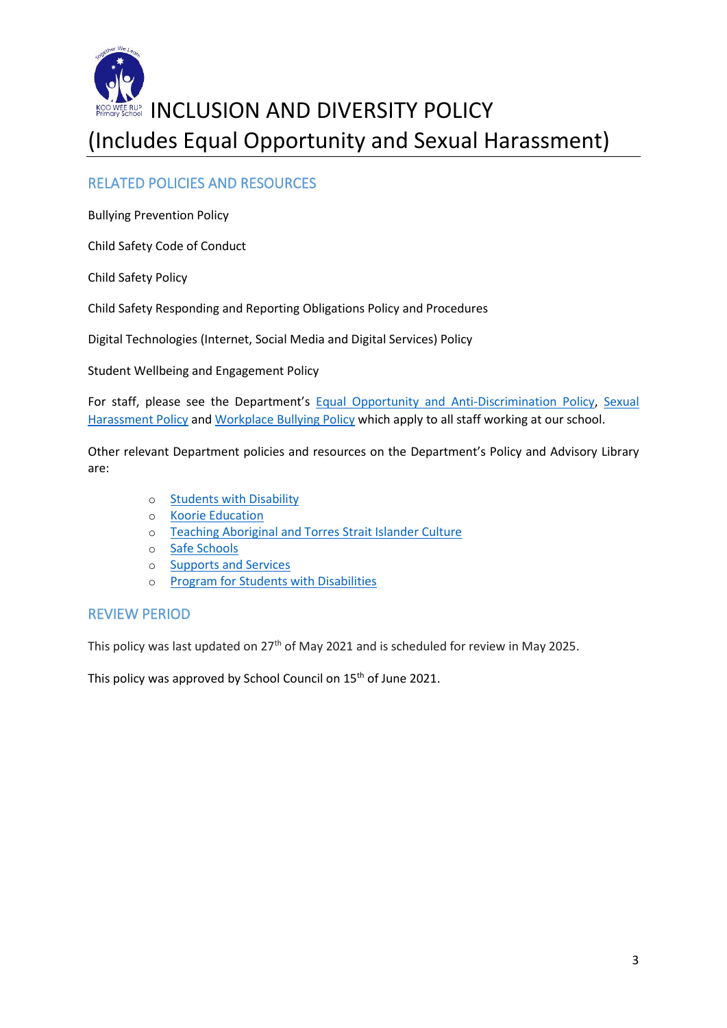# INCLUSION AND DIVERSITY POLICY (Includes Equal Opportunity and Sexual Harassment)

## RELATED POLICIES AND RESOURCES

Bullying Prevention Policy

Child Safety Code of Conduct

Child Safety Policy

Child Safety Responding and Reporting Obligations Policy and Procedures

Digital Technologies (Internet, Social Media and Digital Services) Policy

Student Wellbeing and Engagement Policy

For staff, please see the Department's Equal Opportunity and Anti-Discrimination Policy, Sexual Harassment Policy and Workplace Bullying Policy which apply to all staff working at our school.

Other relevant Department policies and resources on the Department's Policy and Advisory Library are:

- Students with Disability
- Koorie Education
- Teaching Aboriginal and Torres Strait Islander Culture
- Safe Schools
- Supports and Services
- Program for Students with Disabilities

## REVIEW PERIOD

This policy was last updated on 27th of May 2021 and is scheduled for review in May 2025.

This policy was approved by School Council on 15th of June 2021.